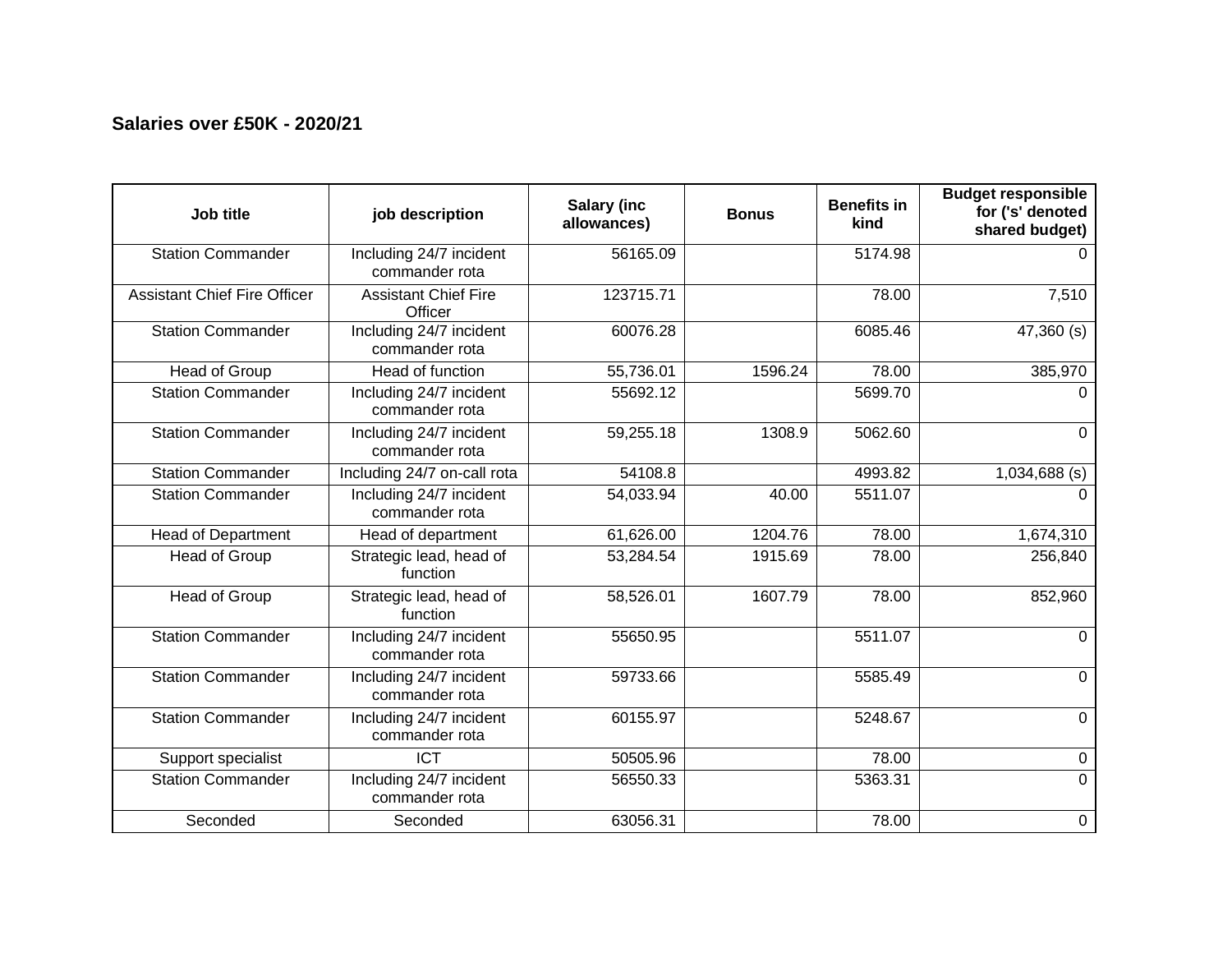## Salaries over £50K - 2020/21

| Job title | job description | Salary (inc allowances) | Bonus | Benefits in kind | Budget responsible for ('s' denoted shared budget) |
|---|---|---|---|---|---|
| Station Commander | Including 24/7 incident commander rota | 56165.09 | | 5174.98 | 0 |
| Assistant Chief Fire Officer | Assistant Chief Fire Officer | 123715.71 | | 78.00 | 7,510 |
| Station Commander | Including 24/7 incident commander rota | 60076.28 | | 6085.46 | 47,360 (s) |
| Head of Group | Head of function | 55,736.01 | 1596.24 | 78.00 | 385,970 |
| Station Commander | Including 24/7 incident commander rota | 55692.12 | | 5699.70 | 0 |
| Station Commander | Including 24/7 incident commander rota | 59,255.18 | 1308.9 | 5062.60 | 0 |
| Station Commander | Including 24/7 on-call rota | 54108.8 | | 4993.82 | 1,034,688 (s) |
| Station Commander | Including 24/7 incident commander rota | 54,033.94 | 40.00 | 5511.07 | 0 |
| Head of Department | Head of department | 61,626.00 | 1204.76 | 78.00 | 1,674,310 |
| Head of Group | Strategic lead, head of function | 53,284.54 | 1915.69 | 78.00 | 256,840 |
| Head of Group | Strategic lead, head of function | 58,526.01 | 1607.79 | 78.00 | 852,960 |
| Station Commander | Including 24/7 incident commander rota | 55650.95 | | 5511.07 | 0 |
| Station Commander | Including 24/7 incident commander rota | 59733.66 | | 5585.49 | 0 |
| Station Commander | Including 24/7 incident commander rota | 60155.97 | | 5248.67 | 0 |
| Support specialist | ICT | 50505.96 | | 78.00 | 0 |
| Station Commander | Including 24/7 incident commander rota | 56550.33 | | 5363.31 | 0 |
| Seconded | Seconded | 63056.31 | | 78.00 | 0 |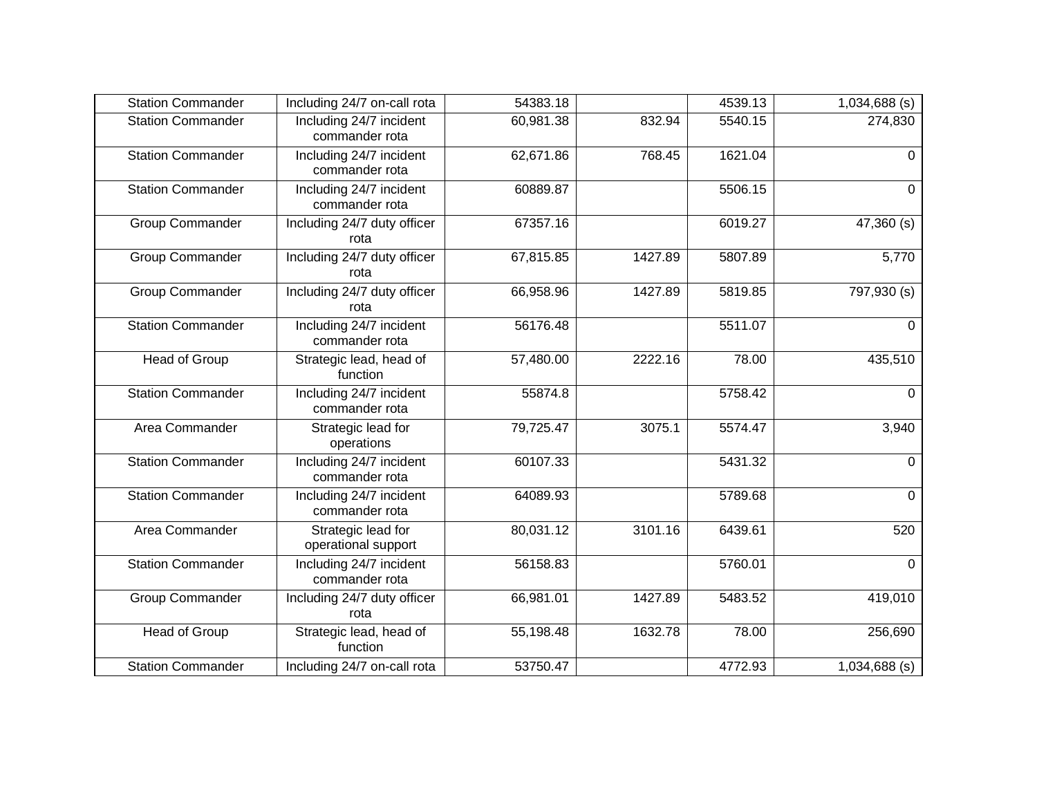| | | | | | |
|---|---|---|---|---|---|
| Station Commander | Including 24/7 on-call rota | 54383.18 | | 4539.13 | 1,034,688 (s) |
| Station Commander | Including 24/7 incident commander rota | 60,981.38 | 832.94 | 5540.15 | 274,830 |
| Station Commander | Including 24/7 incident commander rota | 62,671.86 | 768.45 | 1621.04 | 0 |
| Station Commander | Including 24/7 incident commander rota | 60889.87 | | 5506.15 | 0 |
| Group Commander | Including 24/7 duty officer rota | 67357.16 | | 6019.27 | 47,360 (s) |
| Group Commander | Including 24/7 duty officer rota | 67,815.85 | 1427.89 | 5807.89 | 5,770 |
| Group Commander | Including 24/7 duty officer rota | 66,958.96 | 1427.89 | 5819.85 | 797,930 (s) |
| Station Commander | Including 24/7 incident commander rota | 56176.48 | | 5511.07 | 0 |
| Head of Group | Strategic lead, head of function | 57,480.00 | 2222.16 | 78.00 | 435,510 |
| Station Commander | Including 24/7 incident commander rota | 55874.8 | | 5758.42 | 0 |
| Area Commander | Strategic lead for operations | 79,725.47 | 3075.1 | 5574.47 | 3,940 |
| Station Commander | Including 24/7 incident commander rota | 60107.33 | | 5431.32 | 0 |
| Station Commander | Including 24/7 incident commander rota | 64089.93 | | 5789.68 | 0 |
| Area Commander | Strategic lead for operational support | 80,031.12 | 3101.16 | 6439.61 | 520 |
| Station Commander | Including 24/7 incident commander rota | 56158.83 | | 5760.01 | 0 |
| Group Commander | Including 24/7 duty officer rota | 66,981.01 | 1427.89 | 5483.52 | 419,010 |
| Head of Group | Strategic lead, head of function | 55,198.48 | 1632.78 | 78.00 | 256,690 |
| Station Commander | Including 24/7 on-call rota | 53750.47 | | 4772.93 | 1,034,688 (s) |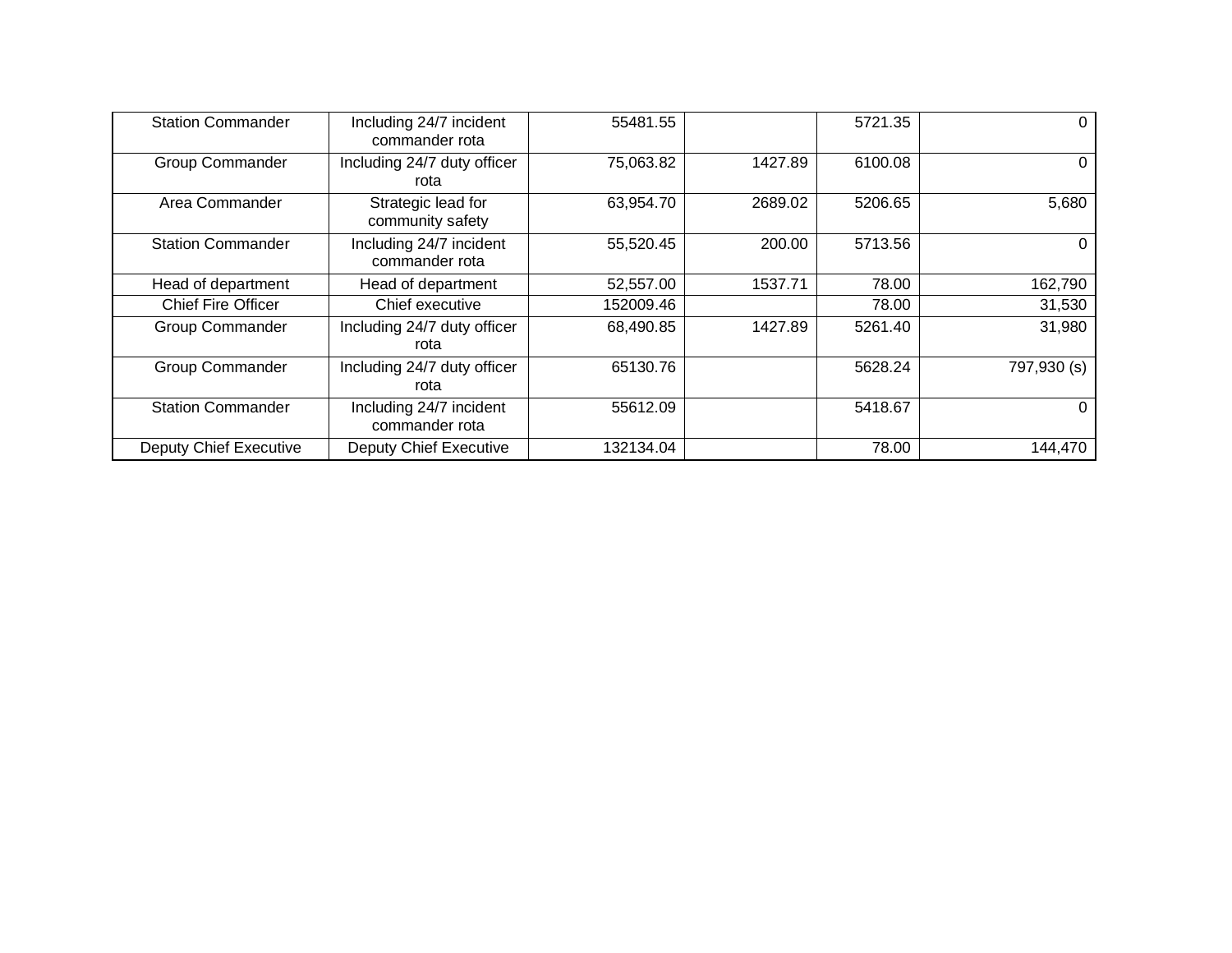| | | | | | |
|---|---|---|---|---|---|
| Station Commander | Including 24/7 incident commander rota | 55481.55 | | 5721.35 | 0 |
| Group Commander | Including 24/7 duty officer rota | 75,063.82 | 1427.89 | 6100.08 | 0 |
| Area Commander | Strategic lead for community safety | 63,954.70 | 2689.02 | 5206.65 | 5,680 |
| Station Commander | Including 24/7 incident commander rota | 55,520.45 | 200.00 | 5713.56 | 0 |
| Head of department | Head of department | 52,557.00 | 1537.71 | 78.00 | 162,790 |
| Chief Fire Officer | Chief executive | 152009.46 | | 78.00 | 31,530 |
| Group Commander | Including 24/7 duty officer rota | 68,490.85 | 1427.89 | 5261.40 | 31,980 |
| Group Commander | Including 24/7 duty officer rota | 65130.76 | | 5628.24 | 797,930 (s) |
| Station Commander | Including 24/7 incident commander rota | 55612.09 | | 5418.67 | 0 |
| Deputy Chief Executive | Deputy Chief Executive | 132134.04 | | 78.00 | 144,470 |